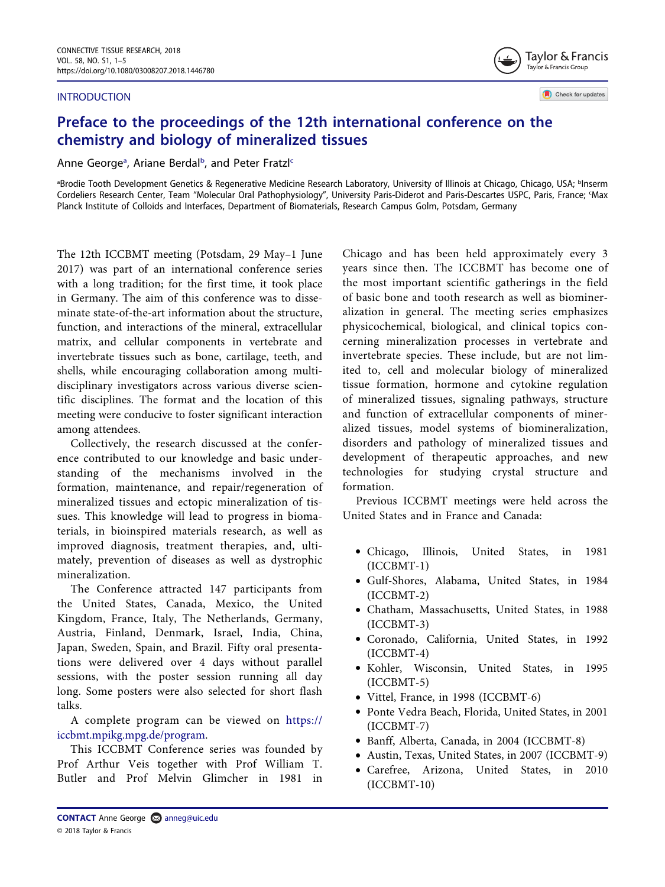INTRODUCTION

# Preface to the proceedings of the 12th international conference on the chemistry and biology of mineralized tissues

Anne George[a], Ariane Berdal[b], and Peter Fratzl[c]

[a]Brodie Tooth Development Genetics & Regenerative Medicine Research Laboratory, University of Illinois at Chicago, Chicago, USA; [b]Inserm Cordeliers Research Center, Team "Molecular Oral Pathophysiology", University Paris-Diderot and Paris-Descartes USPC, Paris, France; [c]Max Planck Institute of Colloids and Interfaces, Department of Biomaterials, Research Campus Golm, Potsdam, Germany

The 12th ICCBMT meeting (Potsdam, 29 May–1 June 2017) was part of an international conference series with a long tradition; for the first time, it took place in Germany. The aim of this conference was to disseminate state-of-the-art information about the structure, function, and interactions of the mineral, extracellular matrix, and cellular components in vertebrate and invertebrate tissues such as bone, cartilage, teeth, and shells, while encouraging collaboration among multidisciplinary investigators across various diverse scientific disciplines. The format and the location of this meeting were conducive to foster significant interaction among attendees.

Collectively, the research discussed at the conference contributed to our knowledge and basic understanding of the mechanisms involved in the formation, maintenance, and repair/regeneration of mineralized tissues and ectopic mineralization of tissues. This knowledge will lead to progress in biomaterials, in bioinspired materials research, as well as improved diagnosis, treatment therapies, and, ultimately, prevention of diseases as well as dystrophic mineralization.

The Conference attracted 147 participants from the United States, Canada, Mexico, the United Kingdom, France, Italy, The Netherlands, Germany, Austria, Finland, Denmark, Israel, India, China, Japan, Sweden, Spain, and Brazil. Fifty oral presentations were delivered over 4 days without parallel sessions, with the poster session running all day long. Some posters were also selected for short flash talks.

A complete program can be viewed on https://iccbmt.mpikg.mpg.de/program.

This ICCBMT Conference series was founded by Prof Arthur Veis together with Prof William T. Butler and Prof Melvin Glimcher in 1981 in Chicago and has been held approximately every 3 years since then. The ICCBMT has become one of the most important scientific gatherings in the field of basic bone and tooth research as well as biomineralization in general. The meeting series emphasizes physicochemical, biological, and clinical topics concerning mineralization processes in vertebrate and invertebrate species. These include, but are not limited to, cell and molecular biology of mineralized tissue formation, hormone and cytokine regulation of mineralized tissues, signaling pathways, structure and function of extracellular components of mineralized tissues, model systems of biomineralization, disorders and pathology of mineralized tissues and development of therapeutic approaches, and new technologies for studying crystal structure and formation.

Previous ICCBMT meetings were held across the United States and in France and Canada:

- Chicago, Illinois, United States, in 1981 (ICCBMT-1)
- Gulf-Shores, Alabama, United States, in 1984 (ICCBMT-2)
- Chatham, Massachusetts, United States, in 1988 (ICCBMT-3)
- Coronado, California, United States, in 1992 (ICCBMT-4)
- Kohler, Wisconsin, United States, in 1995 (ICCBMT-5)
- Vittel, France, in 1998 (ICCBMT-6)
- Ponte Vedra Beach, Florida, United States, in 2001 (ICCBMT-7)
- Banff, Alberta, Canada, in 2004 (ICCBMT-8)
- Austin, Texas, United States, in 2007 (ICCBMT-9)
- Carefree, Arizona, United States, in 2010 (ICCBMT-10)

**CONTACT** Anne George anneg@uic.edu

© 2018 Taylor & Francis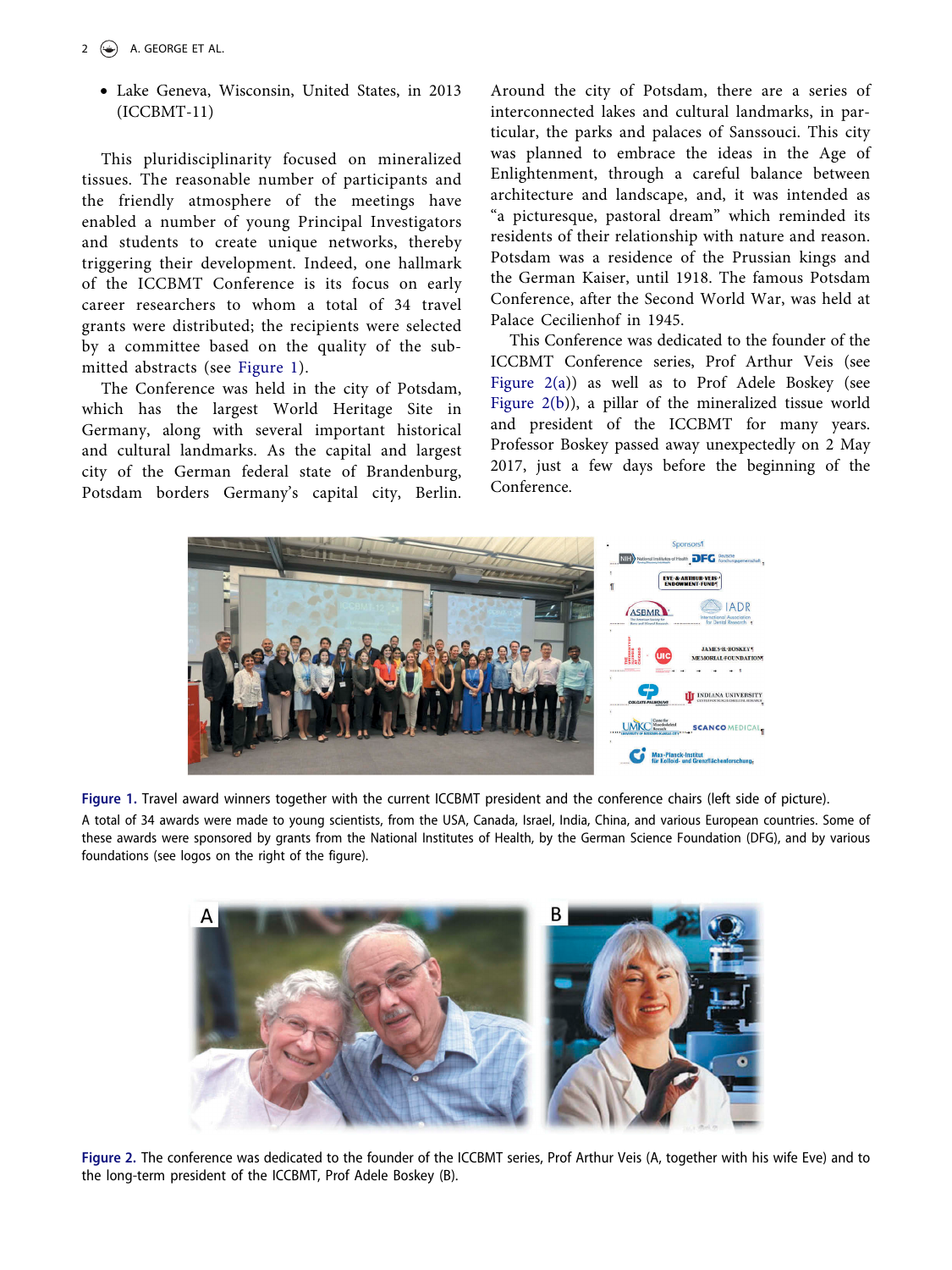- Lake Geneva, Wisconsin, United States, in 2013 (ICCBMT-11)

This pluridisciplinarity focused on mineralized tissues. The reasonable number of participants and the friendly atmosphere of the meetings have enabled a number of young Principal Investigators and students to create unique networks, thereby triggering their development. Indeed, one hallmark of the ICCBMT Conference is its focus on early career researchers to whom a total of 34 travel grants were distributed; the recipients were selected by a committee based on the quality of the submitted abstracts (see Figure 1).

The Conference was held in the city of Potsdam, which has the largest World Heritage Site in Germany, along with several important historical and cultural landmarks. As the capital and largest city of the German federal state of Brandenburg, Potsdam borders Germany's capital city, Berlin. Around the city of Potsdam, there are a series of interconnected lakes and cultural landmarks, in particular, the parks and palaces of Sanssouci. This city was planned to embrace the ideas in the Age of Enlightenment, through a careful balance between architecture and landscape, and, it was intended as "a picturesque, pastoral dream" which reminded its residents of their relationship with nature and reason. Potsdam was a residence of the Prussian kings and the German Kaiser, until 1918. The famous Potsdam Conference, after the Second World War, was held at Palace Cecilienhof in 1945.

This Conference was dedicated to the founder of the ICCBMT Conference series, Prof Arthur Veis (see Figure 2(a)) as well as to Prof Adele Boskey (see Figure 2(b)), a pillar of the mineralized tissue world and president of the ICCBMT for many years. Professor Boskey passed away unexpectedly on 2 May 2017, just a few days before the beginning of the Conference.

**Figure 1.** Travel award winners together with the current ICCBMT president and the conference chairs (left side of picture). A total of 34 awards were made to young scientists, from the USA, Canada, Israel, India, China, and various European countries. Some of these awards were sponsored by grants from the National Institutes of Health, by the German Science Foundation (DFG), and by various foundations (see logos on the right of the figure).

**Figure 2.** The conference was dedicated to the founder of the ICCBMT series, Prof Arthur Veis (A, together with his wife Eve) and to the long-term president of the ICCBMT, Prof Adele Boskey (B).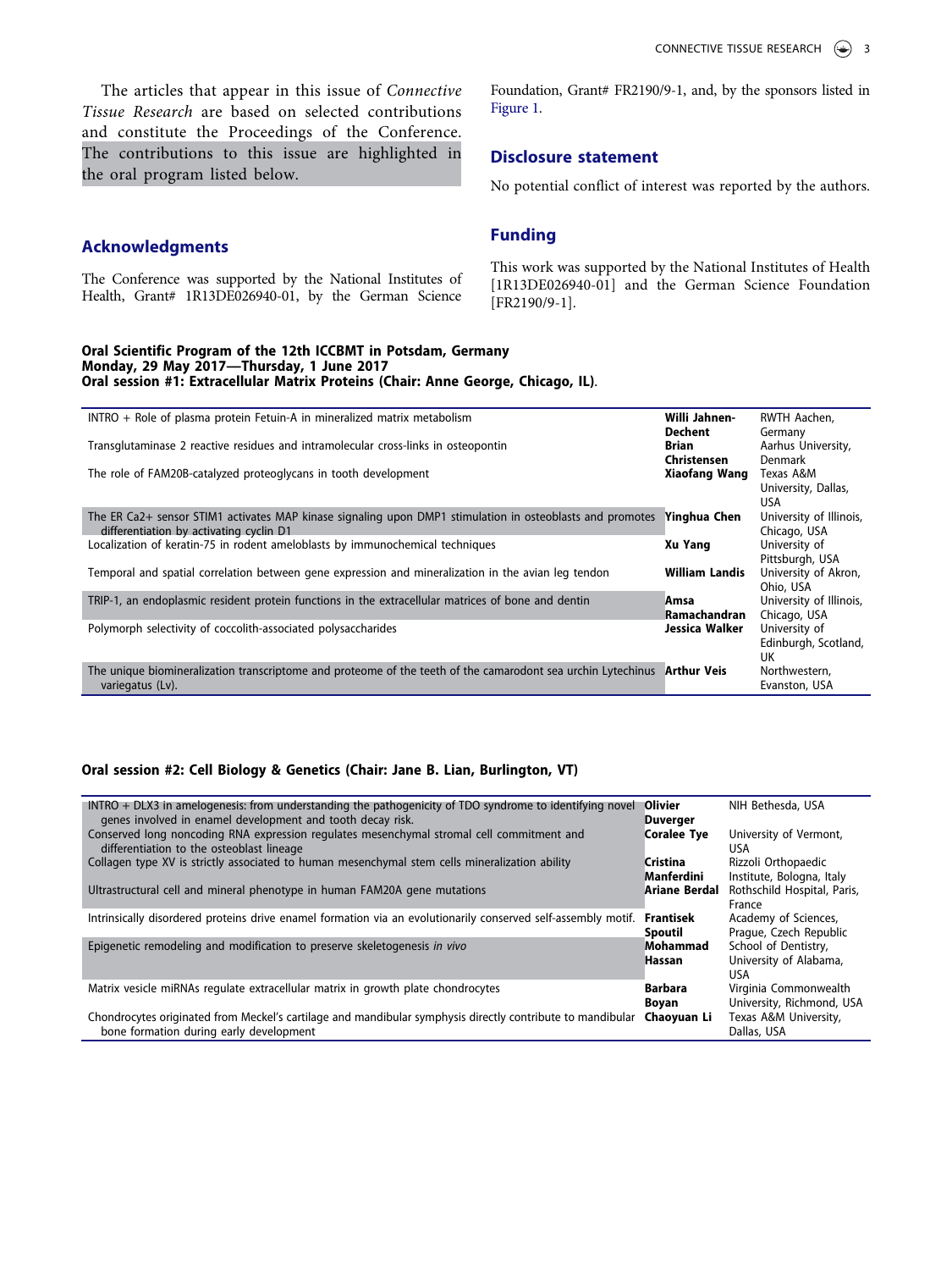The articles that appear in this issue of *Connective Tissue Research* are based on selected contributions and constitute the Proceedings of the Conference. The contributions to this issue are highlighted in the oral program listed below.

## Acknowledgments

The Conference was supported by the National Institutes of Health, Grant# 1R13DE026940-01, by the German Science Foundation, Grant# FR2190/9-1, and, by the sponsors listed in Figure 1.

## Disclosure statement

No potential conflict of interest was reported by the authors.

## Funding

This work was supported by the National Institutes of Health [1R13DE026940-01] and the German Science Foundation [FR2190/9-1].

**Oral Scientific Program of the 12th ICCBMT in Potsdam, Germany**
**Monday, 29 May 2017—Thursday, 1 June 2017**
**Oral session #1: Extracellular Matrix Proteins (Chair: Anne George, Chicago, IL)**.

| | | |
|---|---|---|
| INTRO + Role of plasma protein Fetuin-A in mineralized matrix metabolism | **Willi Jahnen-Dechent** | RWTH Aachen, Germany |
| Transglutaminase 2 reactive residues and intramolecular cross-links in osteopontin | **Brian Christensen** | Aarhus University, Denmark |
| The role of FAM20B-catalyzed proteoglycans in tooth development | **Xiaofang Wang** | Texas A&M University, Dallas, USA |
| The ER Ca2+ sensor STIM1 activates MAP kinase signaling upon DMP1 stimulation in osteoblasts and promotes differentiation by activating cyclin D1 | **Yinghua Chen** | University of Illinois, Chicago, USA |
| Localization of keratin-75 in rodent ameloblasts by immunochemical techniques | **Xu Yang** | University of Pittsburgh, USA |
| Temporal and spatial correlation between gene expression and mineralization in the avian leg tendon | **William Landis** | University of Akron, Ohio, USA |
| TRIP-1, an endoplasmic resident protein functions in the extracellular matrices of bone and dentin | **Amsa Ramachandran** | University of Illinois, Chicago, USA |
| Polymorph selectivity of coccolith-associated polysaccharides | **Jessica Walker** | University of Edinburgh, Scotland, UK |
| The unique biomineralization transcriptome and proteome of the teeth of the camarodont sea urchin Lytechinus variegatus (Lv). | **Arthur Veis** | Northwestern, Evanston, USA |

**Oral session #2: Cell Biology & Genetics (Chair: Jane B. Lian, Burlington, VT)**

| | | |
|---|---|---|
| INTRO + DLX3 in amelogenesis: from understanding the pathogenicity of TDO syndrome to identifying novel genes involved in enamel development and tooth decay risk. | **Olivier Duverger** | NIH Bethesda, USA |
| Conserved long noncoding RNA expression regulates mesenchymal stromal cell commitment and differentiation to the osteoblast lineage | **Coralee Tye** | University of Vermont, USA |
| Collagen type XV is strictly associated to human mesenchymal stem cells mineralization ability | **Cristina Manferdini** | Rizzoli Orthopaedic Institute, Bologna, Italy |
| Ultrastructural cell and mineral phenotype in human FAM20A gene mutations | **Ariane Berdal** | Rothschild Hospital, Paris, France |
| Intrinsically disordered proteins drive enamel formation via an evolutionarily conserved self-assembly motif. | **Frantisek Spoutil** | Academy of Sciences, Prague, Czech Republic |
| Epigenetic remodeling and modification to preserve skeletogenesis *in vivo* | **Mohammad Hassan** | School of Dentistry, University of Alabama, USA |
| Matrix vesicle miRNAs regulate extracellular matrix in growth plate chondrocytes | **Barbara Boyan** | Virginia Commonwealth University, Richmond, USA |
| Chondrocytes originated from Meckel's cartilage and mandibular symphysis directly contribute to mandibular bone formation during early development | **Chaoyuan Li** | Texas A&M University, Dallas, USA |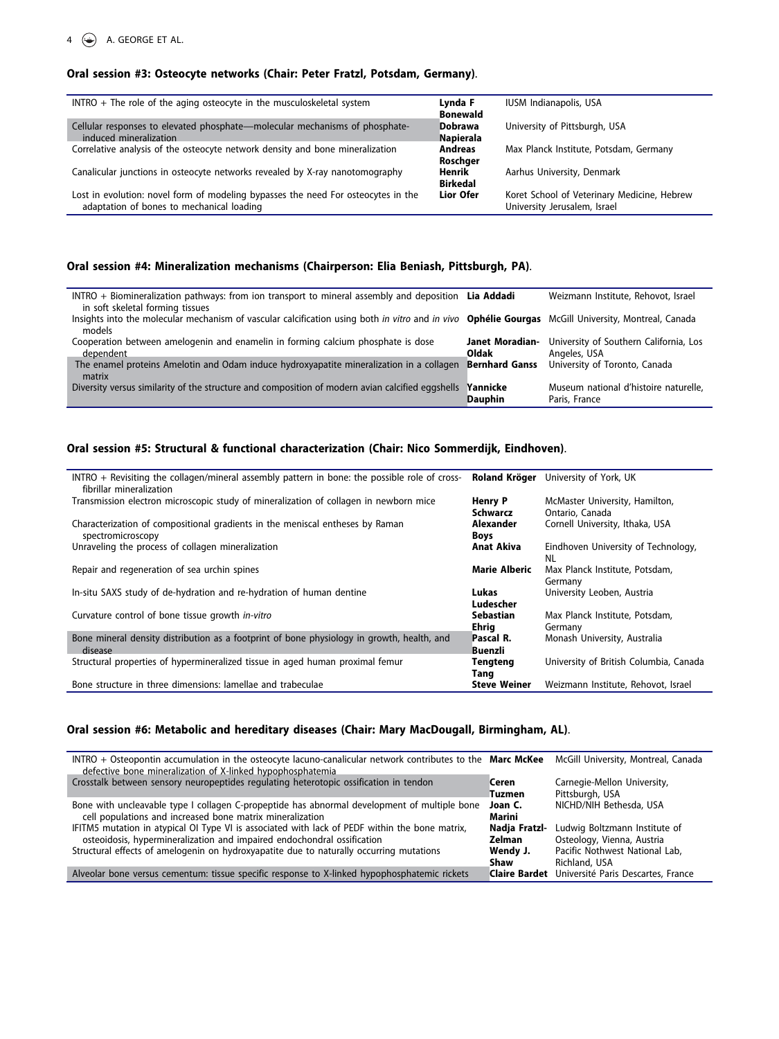### Oral session #3: Osteocyte networks (Chair: Peter Fratzl, Potsdam, Germany).

| | | |
|---|---|---|
| INTRO + The role of the aging osteocyte in the musculoskeletal system | **Lynda F Bonewald** | IUSM Indianapolis, USA |
| Cellular responses to elevated phosphate—molecular mechanisms of phosphate-induced mineralization | **Dobrawa Napierala** | University of Pittsburgh, USA |
| Correlative analysis of the osteocyte network density and bone mineralization | **Andreas Roschger** | Max Planck Institute, Potsdam, Germany |
| Canalicular junctions in osteocyte networks revealed by X-ray nanotomography | **Henrik Birkedal** | Aarhus University, Denmark |
| Lost in evolution: novel form of modeling bypasses the need For osteocytes in the adaptation of bones to mechanical loading | **Lior Ofer** | Koret School of Veterinary Medicine, Hebrew University Jerusalem, Israel |

### Oral session #4: Mineralization mechanisms (Chairperson: Elia Beniash, Pittsburgh, PA).

| | | |
|---|---|---|
| INTRO + Biomineralization pathways: from ion transport to mineral assembly and deposition in soft skeletal forming tissues | **Lia Addadi** | Weizmann Institute, Rehovot, Israel |
| Insights into the molecular mechanism of vascular calcification using both *in vitro* and *in vivo* models | **Ophélie Gourgas** | McGill University, Montreal, Canada |
| Cooperation between amelogenin and enamelin in forming calcium phosphate is dose dependent | **Janet Moradian-Oldak** | University of Southern California, Los Angeles, USA |
| The enamel proteins Amelotin and Odam induce hydroxyapatite mineralization in a collagen matrix | **Bernhard Ganss** | University of Toronto, Canada |
| Diversity versus similarity of the structure and composition of modern avian calcified eggshells | **Yannicke Dauphin** | Museum national d'histoire naturelle, Paris, France |

### Oral session #5: Structural & functional characterization (Chair: Nico Sommerdijk, Eindhoven).

| | | |
|---|---|---|
| INTRO + Revisiting the collagen/mineral assembly pattern in bone: the possible role of cross-fibrillar mineralization | **Roland Kröger** | University of York, UK |
| Transmission electron microscopic study of mineralization of collagen in newborn mice | **Henry P Schwarcz** | McMaster University, Hamilton, Ontario, Canada |
| Characterization of compositional gradients in the meniscal entheses by Raman spectromicroscopy | **Alexander Boys** | Cornell University, Ithaka, USA |
| Unraveling the process of collagen mineralization | **Anat Akiva** | Eindhoven University of Technology, NL |
| Repair and regeneration of sea urchin spines | **Marie Alberic** | Max Planck Institute, Potsdam, Germany |
| In-situ SAXS study of de-hydration and re-hydration of human dentine | **Lukas Ludescher** | University Leoben, Austria |
| Curvature control of bone tissue growth *in-vitro* | **Sebastian Ehrig** | Max Planck Institute, Potsdam, Germany |
| Bone mineral density distribution as a footprint of bone physiology in growth, health, and disease | **Pascal R. Buenzli** | Monash University, Australia |
| Structural properties of hypermineralized tissue in aged human proximal femur | **Tengteng Tang** | University of British Columbia, Canada |
| Bone structure in three dimensions: lamellae and trabeculae | **Steve Weiner** | Weizmann Institute, Rehovot, Israel |

### Oral session #6: Metabolic and hereditary diseases (Chair: Mary MacDougall, Birmingham, AL).

| | | |
|---|---|---|
| INTRO + Osteopontin accumulation in the osteocyte lacuno-canalicular network contributes to the defective bone mineralization of X-linked hypophosphatemia | **Marc McKee** | McGill University, Montreal, Canada |
| Crosstalk between sensory neuropeptides regulating heterotopic ossification in tendon | **Ceren Tuzmen** | Carnegie-Mellon University, Pittsburgh, USA |
| Bone with uncleavable type I collagen C-propeptide has abnormal development of multiple bone cell populations and increased bone matrix mineralization | **Joan C. Marini** | NICHD/NIH Bethesda, USA |
| IFITM5 mutation in atypical OI Type VI is associated with lack of PEDF within the bone matrix, osteoidosis, hypermineralization and impaired endochondral ossification | **Nadja Fratzl-Zelman** | Ludwig Boltzmann Institute of Osteology, Vienna, Austria |
| Structural effects of amelogenin on hydroxyapatite due to naturally occurring mutations | **Wendy J. Shaw** | Pacific Nothwest National Lab, Richland, USA |
| Alveolar bone versus cementum: tissue specific response to X-linked hypophosphatemic rickets | **Claire Bardet** | Université Paris Descartes, France |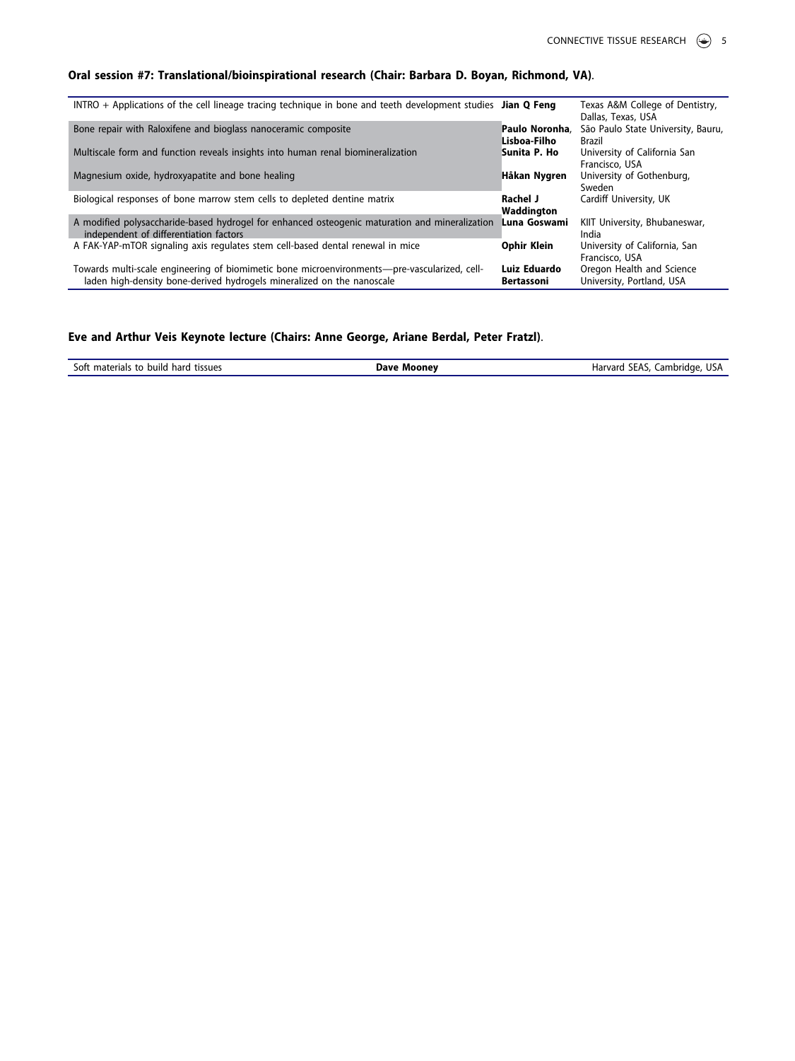**Oral session #7: Translational/bioinspirational research (Chair: Barbara D. Boyan, Richmond, VA)**.

| | | |
|---|---|---|
| INTRO + Applications of the cell lineage tracing technique in bone and teeth development studies | **Jian Q Feng** | Texas A&M College of Dentistry, Dallas, Texas, USA |
| Bone repair with Raloxifene and bioglass nanoceramic composite | **Paulo Noronha, Lisboa-Filho** | São Paulo State University, Bauru, Brazil |
| Multiscale form and function reveals insights into human renal biomineralization | **Sunita P. Ho** | University of California San Francisco, USA |
| Magnesium oxide, hydroxyapatite and bone healing | **Håkan Nygren** | University of Gothenburg, Sweden |
| Biological responses of bone marrow stem cells to depleted dentine matrix | **Rachel J Waddington** | Cardiff University, UK |
| A modified polysaccharide-based hydrogel for enhanced osteogenic maturation and mineralization independent of differentiation factors | **Luna Goswami** | KIIT University, Bhubaneswar, India |
| A FAK-YAP-mTOR signaling axis regulates stem cell-based dental renewal in mice | **Ophir Klein** | University of California, San Francisco, USA |
| Towards multi-scale engineering of biomimetic bone microenvironments—pre-vascularized, cell-laden high-density bone-derived hydrogels mineralized on the nanoscale | **Luiz Eduardo Bertassoni** | Oregon Health and Science University, Portland, USA |

**Eve and Arthur Veis Keynote lecture (Chairs: Anne George, Ariane Berdal, Peter Fratzl)**.

| | | |
|---|---|---|
| Soft materials to build hard tissues | **Dave Mooney** | Harvard SEAS, Cambridge, USA |